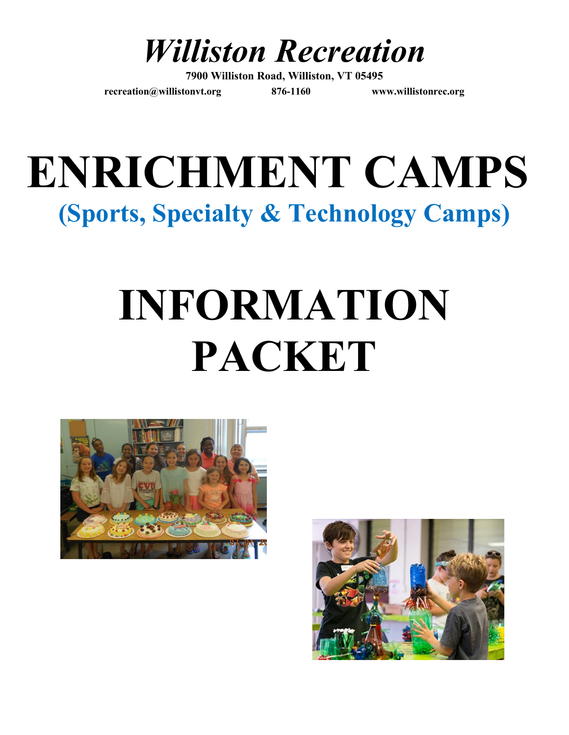# *Williston Recreation*

**7900 Williston Road, Williston, VT 05495**

**recreation@willistonvt.org** **876-1160** **www.willistonrec.org**

# ENRICHMENT CAMPS

## (Sports, Specialty & Technology Camps)

# INFORMATION PACKET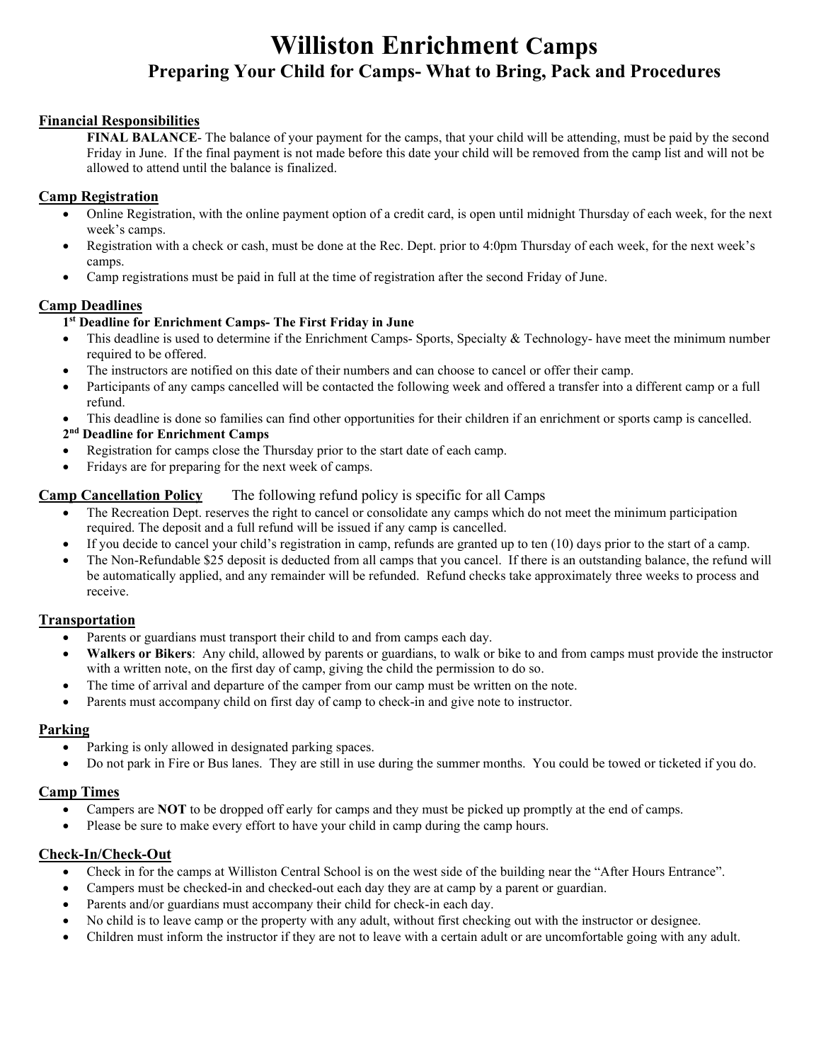# Williston Enrichment Camps

## Preparing Your Child for Camps- What to Bring, Pack and Procedures

### Financial Responsibilities

**FINAL BALANCE**- The balance of your payment for the camps, that your child will be attending, must be paid by the second Friday in June. If the final payment is not made before this date your child will be removed from the camp list and will not be allowed to attend until the balance is finalized.

### Camp Registration

- Online Registration, with the online payment option of a credit card, is open until midnight Thursday of each week, for the next week's camps.
- Registration with a check or cash, must be done at the Rec. Dept. prior to 4:0pm Thursday of each week, for the next week's camps.
- Camp registrations must be paid in full at the time of registration after the second Friday of June.

### Camp Deadlines

**1st Deadline for Enrichment Camps- The First Friday in June**

- This deadline is used to determine if the Enrichment Camps- Sports, Specialty & Technology- have meet the minimum number required to be offered.
- The instructors are notified on this date of their numbers and can choose to cancel or offer their camp.
- Participants of any camps cancelled will be contacted the following week and offered a transfer into a different camp or a full refund.
- This deadline is done so families can find other opportunities for their children if an enrichment or sports camp is cancelled.

**2nd Deadline for Enrichment Camps**

- Registration for camps close the Thursday prior to the start date of each camp.
- Fridays are for preparing for the next week of camps.

### Camp Cancellation Policy

The following refund policy is specific for all Camps

- The Recreation Dept. reserves the right to cancel or consolidate any camps which do not meet the minimum participation required. The deposit and a full refund will be issued if any camp is cancelled.
- If you decide to cancel your child's registration in camp, refunds are granted up to ten (10) days prior to the start of a camp.
- The Non-Refundable $25 deposit is deducted from all camps that you cancel. If there is an outstanding balance, the refund will be automatically applied, and any remainder will be refunded. Refund checks take approximately three weeks to process and receive.

### Transportation

- Parents or guardians must transport their child to and from camps each day.
- **Walkers or Bikers**: Any child, allowed by parents or guardians, to walk or bike to and from camps must provide the instructor with a written note, on the first day of camp, giving the child the permission to do so.
- The time of arrival and departure of the camper from our camp must be written on the note.
- Parents must accompany child on first day of camp to check-in and give note to instructor.

### Parking

- Parking is only allowed in designated parking spaces.
- Do not park in Fire or Bus lanes. They are still in use during the summer months. You could be towed or ticketed if you do.

### Camp Times

- Campers are **NOT** to be dropped off early for camps and they must be picked up promptly at the end of camps.
- Please be sure to make every effort to have your child in camp during the camp hours.

### Check-In/Check-Out

- Check in for the camps at Williston Central School is on the west side of the building near the "After Hours Entrance".
- Campers must be checked-in and checked-out each day they are at camp by a parent or guardian.
- Parents and/or guardians must accompany their child for check-in each day.
- No child is to leave camp or the property with any adult, without first checking out with the instructor or designee.
- Children must inform the instructor if they are not to leave with a certain adult or are uncomfortable going with any adult.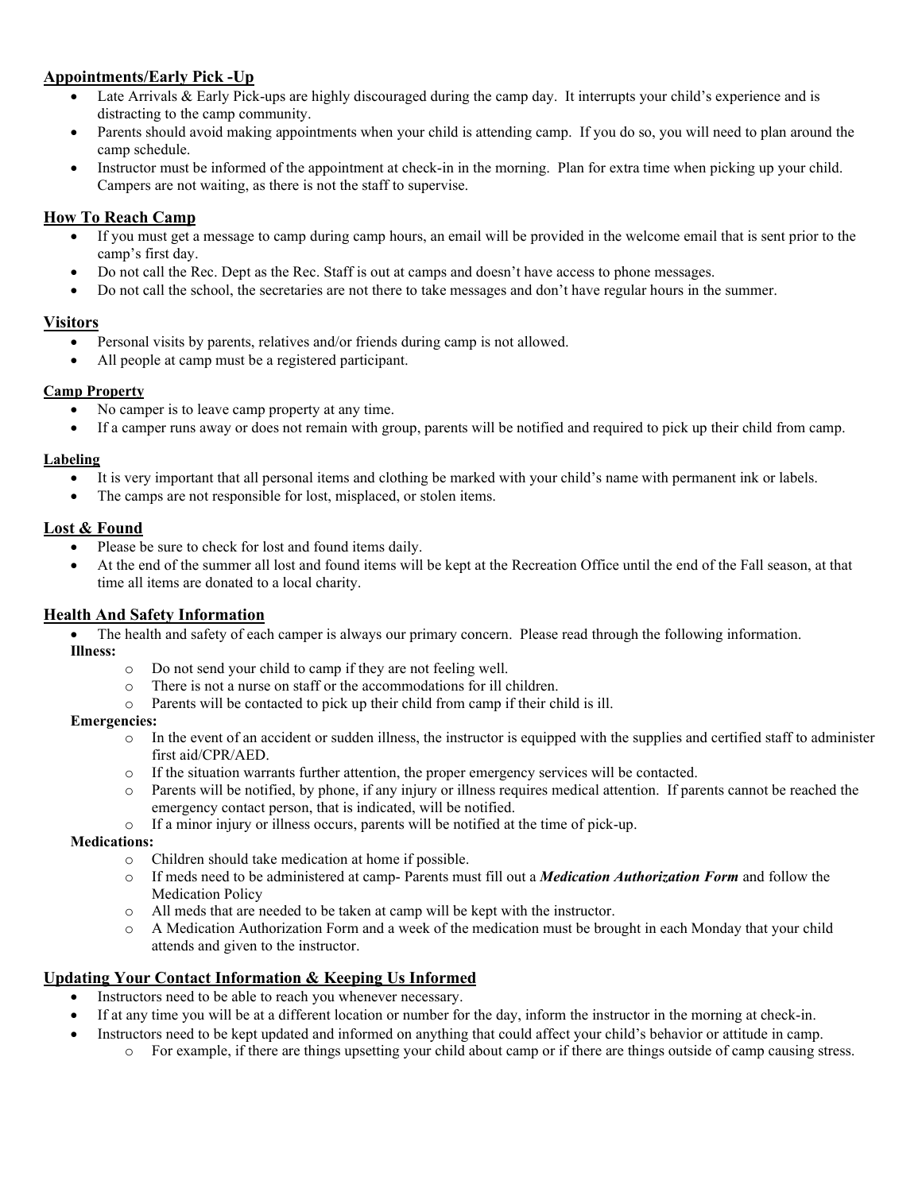## Appointments/Early Pick -Up

- Late Arrivals & Early Pick-ups are highly discouraged during the camp day. It interrupts your child's experience and is distracting to the camp community.
- Parents should avoid making appointments when your child is attending camp. If you do so, you will need to plan around the camp schedule.
- Instructor must be informed of the appointment at check-in in the morning. Plan for extra time when picking up your child. Campers are not waiting, as there is not the staff to supervise.

## How To Reach Camp

- If you must get a message to camp during camp hours, an email will be provided in the welcome email that is sent prior to the camp's first day.
- Do not call the Rec. Dept as the Rec. Staff is out at camps and doesn't have access to phone messages.
- Do not call the school, the secretaries are not there to take messages and don't have regular hours in the summer.

## Visitors

- Personal visits by parents, relatives and/or friends during camp is not allowed.
- All people at camp must be a registered participant.

### Camp Property

- No camper is to leave camp property at any time.
- If a camper runs away or does not remain with group, parents will be notified and required to pick up their child from camp.

### Labeling

- It is very important that all personal items and clothing be marked with your child's name with permanent ink or labels.
- The camps are not responsible for lost, misplaced, or stolen items.

## Lost & Found

- Please be sure to check for lost and found items daily.
- At the end of the summer all lost and found items will be kept at the Recreation Office until the end of the Fall season, at that time all items are donated to a local charity.

## Health And Safety Information

- The health and safety of each camper is always our primary concern. Please read through the following information.

**Illness:**

- Do not send your child to camp if they are not feeling well.
- There is not a nurse on staff or the accommodations for ill children.
- Parents will be contacted to pick up their child from camp if their child is ill.

**Emergencies:**

- In the event of an accident or sudden illness, the instructor is equipped with the supplies and certified staff to administer first aid/CPR/AED.
- If the situation warrants further attention, the proper emergency services will be contacted.
- Parents will be notified, by phone, if any injury or illness requires medical attention. If parents cannot be reached the emergency contact person, that is indicated, will be notified.
- If a minor injury or illness occurs, parents will be notified at the time of pick-up.

**Medications:**

- Children should take medication at home if possible.
- If meds need to be administered at camp- Parents must fill out a ***Medication Authorization Form*** and follow the Medication Policy
- All meds that are needed to be taken at camp will be kept with the instructor.
- A Medication Authorization Form and a week of the medication must be brought in each Monday that your child attends and given to the instructor.

## Updating Your Contact Information & Keeping Us Informed

- Instructors need to be able to reach you whenever necessary.
- If at any time you will be at a different location or number for the day, inform the instructor in the morning at check-in.
- Instructors need to be kept updated and informed on anything that could affect your child's behavior or attitude in camp.
  - For example, if there are things upsetting your child about camp or if there are things outside of camp causing stress.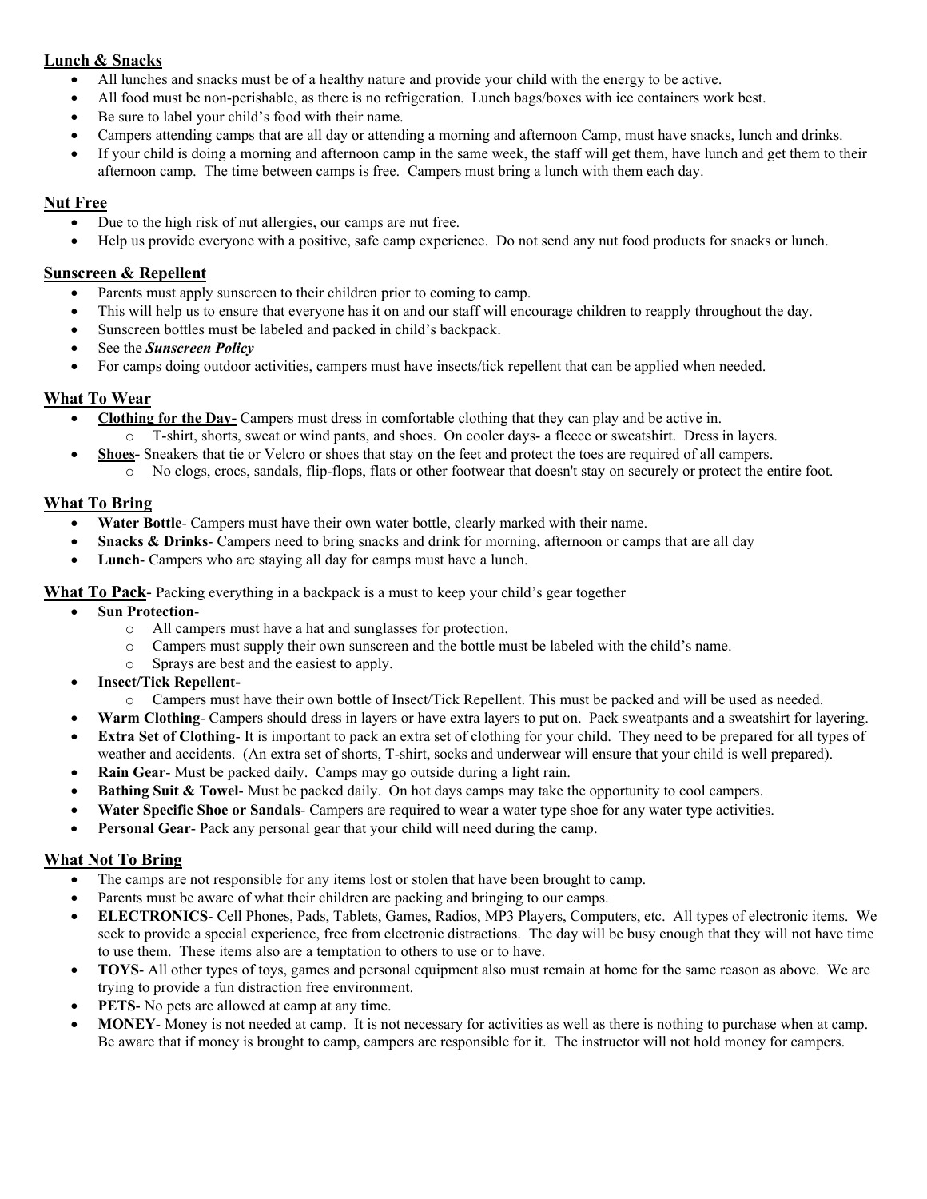## Lunch & Snacks

- All lunches and snacks must be of a healthy nature and provide your child with the energy to be active.
- All food must be non-perishable, as there is no refrigeration. Lunch bags/boxes with ice containers work best.
- Be sure to label your child's food with their name.
- Campers attending camps that are all day or attending a morning and afternoon Camp, must have snacks, lunch and drinks.
- If your child is doing a morning and afternoon camp in the same week, the staff will get them, have lunch and get them to their afternoon camp. The time between camps is free. Campers must bring a lunch with them each day.

## Nut Free

- Due to the high risk of nut allergies, our camps are nut free.
- Help us provide everyone with a positive, safe camp experience. Do not send any nut food products for snacks or lunch.

## Sunscreen & Repellent

- Parents must apply sunscreen to their children prior to coming to camp.
- This will help us to ensure that everyone has it on and our staff will encourage children to reapply throughout the day.
- Sunscreen bottles must be labeled and packed in child's backpack.
- See the ***Sunscreen Policy***
- For camps doing outdoor activities, campers must have insects/tick repellent that can be applied when needed.

## What To Wear

- **Clothing for the Day-** Campers must dress in comfortable clothing that they can play and be active in.
  - T-shirt, shorts, sweat or wind pants, and shoes. On cooler days- a fleece or sweatshirt. Dress in layers.
- **Shoes-** Sneakers that tie or Velcro or shoes that stay on the feet and protect the toes are required of all campers.
  - No clogs, crocs, sandals, flip-flops, flats or other footwear that doesn't stay on securely or protect the entire foot.

## What To Bring

- **Water Bottle**- Campers must have their own water bottle, clearly marked with their name.
- **Snacks & Drinks**- Campers need to bring snacks and drink for morning, afternoon or camps that are all day
- **Lunch**- Campers who are staying all day for camps must have a lunch.

**What To Pack**- Packing everything in a backpack is a must to keep your child's gear together

- **Sun Protection**-
  - All campers must have a hat and sunglasses for protection.
  - Campers must supply their own sunscreen and the bottle must be labeled with the child's name.
  - Sprays are best and the easiest to apply.
- **Insect/Tick Repellent-**
  - Campers must have their own bottle of Insect/Tick Repellent. This must be packed and will be used as needed.
- **Warm Clothing**- Campers should dress in layers or have extra layers to put on. Pack sweatpants and a sweatshirt for layering.
- **Extra Set of Clothing**- It is important to pack an extra set of clothing for your child. They need to be prepared for all types of weather and accidents. (An extra set of shorts, T-shirt, socks and underwear will ensure that your child is well prepared).
- **Rain Gear**- Must be packed daily. Camps may go outside during a light rain.
- **Bathing Suit & Towel**- Must be packed daily. On hot days camps may take the opportunity to cool campers.
- **Water Specific Shoe or Sandals**- Campers are required to wear a water type shoe for any water type activities.
- **Personal Gear**- Pack any personal gear that your child will need during the camp.

## What Not To Bring

- The camps are not responsible for any items lost or stolen that have been brought to camp.
- Parents must be aware of what their children are packing and bringing to our camps.
- **ELECTRONICS**- Cell Phones, Pads, Tablets, Games, Radios, MP3 Players, Computers, etc. All types of electronic items. We seek to provide a special experience, free from electronic distractions. The day will be busy enough that they will not have time to use them. These items also are a temptation to others to use or to have.
- **TOYS**- All other types of toys, games and personal equipment also must remain at home for the same reason as above. We are trying to provide a fun distraction free environment.
- **PETS**- No pets are allowed at camp at any time.
- **MONEY**- Money is not needed at camp. It is not necessary for activities as well as there is nothing to purchase when at camp. Be aware that if money is brought to camp, campers are responsible for it. The instructor will not hold money for campers.